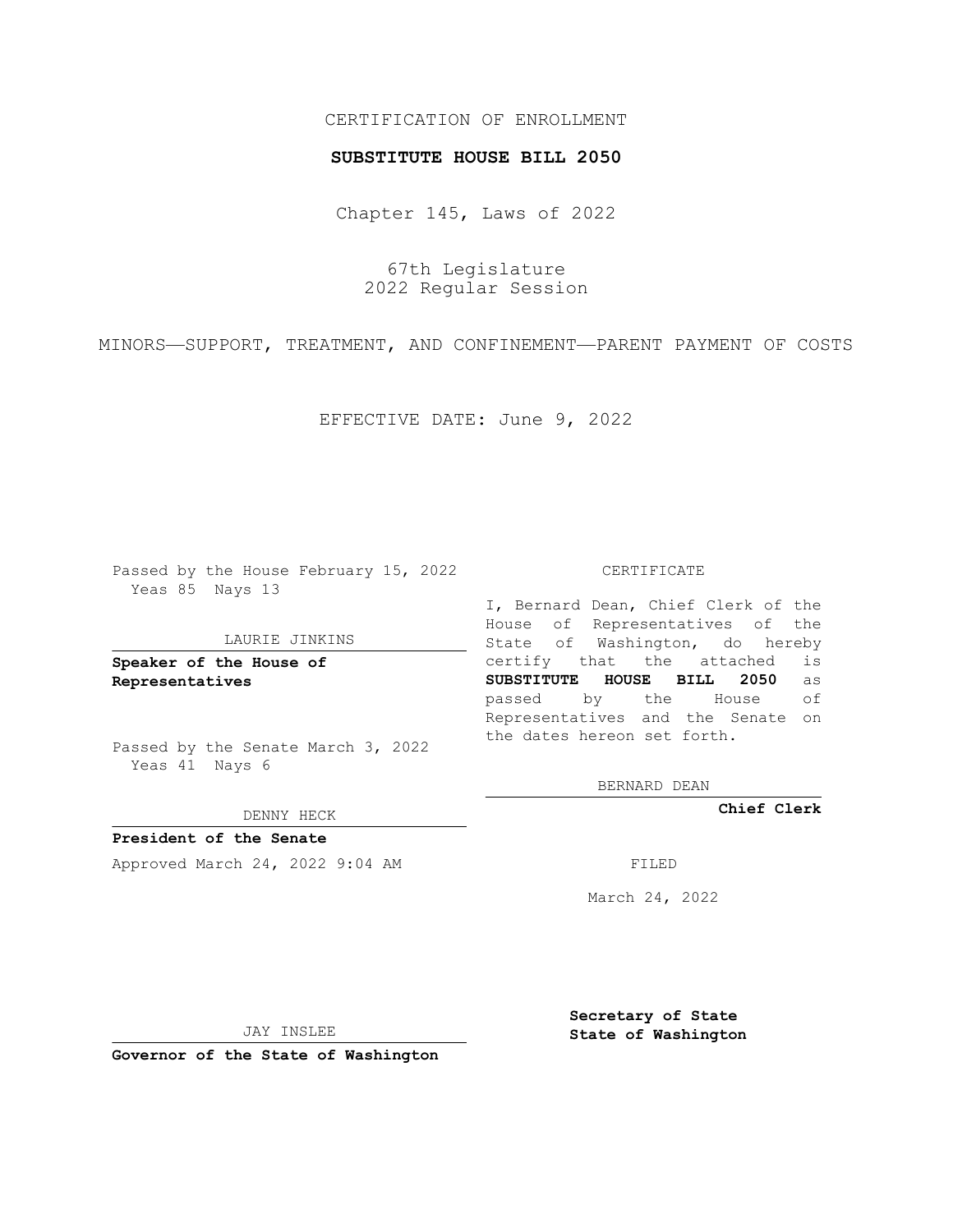CERTIFICATION OF ENROLLMENT

**SUBSTITUTE HOUSE BILL 2050**

Chapter 145, Laws of 2022

67th Legislature
2022 Regular Session

MINORS——SUPPORT, TREATMENT, AND CONFINEMENT——PARENT PAYMENT OF COSTS

EFFECTIVE DATE: June 9, 2022

Passed by the House February 15, 2022
Yeas 85 Nays 13

LAURIE JINKINS

**Speaker of the House of Representatives**

Passed by the Senate March 3, 2022
Yeas 41 Nays 6

DENNY HECK

**President of the Senate**

Approved March 24, 2022 9:04 AM

JAY INSLEE

**Governor of the State of Washington**

CERTIFICATE

I, Bernard Dean, Chief Clerk of the House of Representatives of the State of Washington, do hereby certify that the attached is **SUBSTITUTE HOUSE BILL 2050** as passed by the House of Representatives and the Senate on the dates hereon set forth.

BERNARD DEAN

**Chief Clerk**

FILED

March 24, 2022

**Secretary of State**
**State of Washington**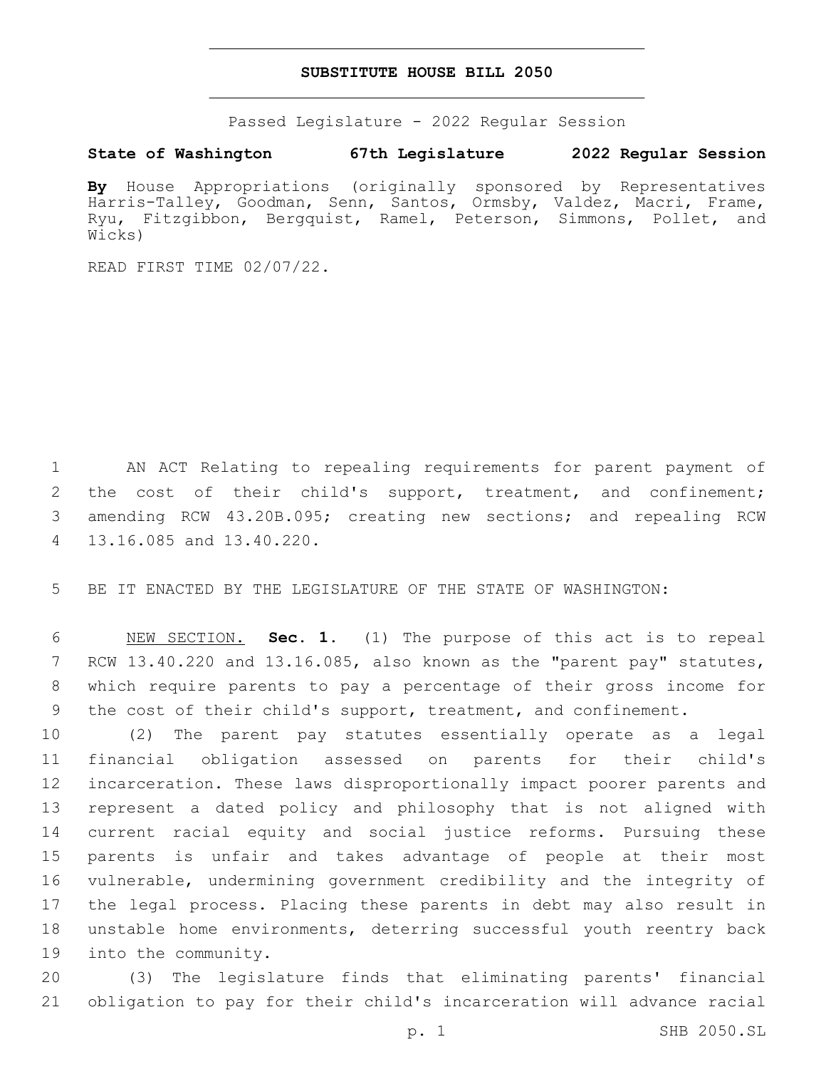# SUBSTITUTE HOUSE BILL 2050

Passed Legislature - 2022 Regular Session

**State of Washington 67th Legislature 2022 Regular Session**

**By** House Appropriations (originally sponsored by Representatives Harris-Talley, Goodman, Senn, Santos, Ormsby, Valdez, Macri, Frame, Ryu, Fitzgibbon, Bergquist, Ramel, Peterson, Simmons, Pollet, and Wicks)

READ FIRST TIME 02/07/22.

AN ACT Relating to repealing requirements for parent payment of the cost of their child's support, treatment, and confinement; amending RCW 43.20B.095; creating new sections; and repealing RCW 13.16.085 and 13.40.220.

BE IT ENACTED BY THE LEGISLATURE OF THE STATE OF WASHINGTON:

NEW SECTION. **Sec. 1.** (1) The purpose of this act is to repeal RCW 13.40.220 and 13.16.085, also known as the "parent pay" statutes, which require parents to pay a percentage of their gross income for the cost of their child's support, treatment, and confinement.

(2) The parent pay statutes essentially operate as a legal financial obligation assessed on parents for their child's incarceration. These laws disproportionally impact poorer parents and represent a dated policy and philosophy that is not aligned with current racial equity and social justice reforms. Pursuing these parents is unfair and takes advantage of people at their most vulnerable, undermining government credibility and the integrity of the legal process. Placing these parents in debt may also result in unstable home environments, deterring successful youth reentry back into the community.

(3) The legislature finds that eliminating parents' financial obligation to pay for their child's incarceration will advance racial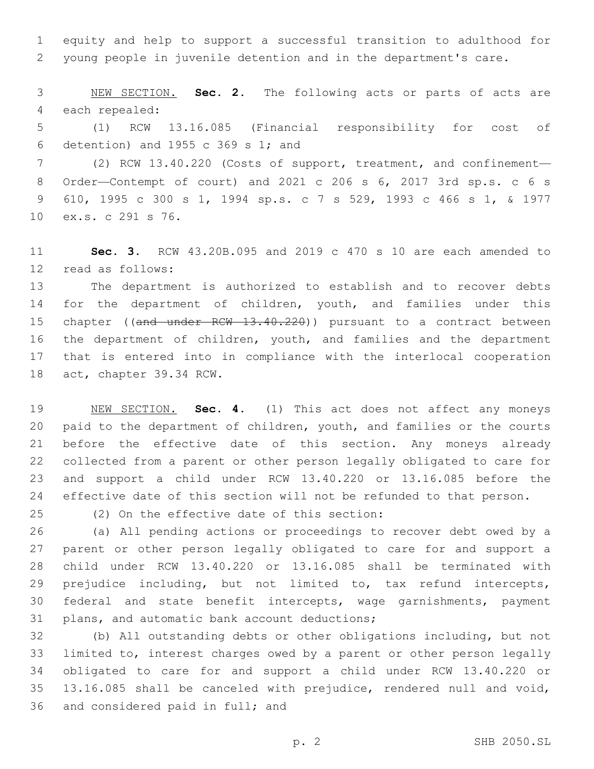equity and help to support a successful transition to adulthood for young people in juvenile detention and in the department's care.

NEW SECTION. **Sec. 2.** The following acts or parts of acts are each repealed:

(1) RCW 13.16.085 (Financial responsibility for cost of detention) and 1955 c 369 s 1; and

(2) RCW 13.40.220 (Costs of support, treatment, and confinement—Order—Contempt of court) and 2021 c 206 s 6, 2017 3rd sp.s. c 6 s 610, 1995 c 300 s 1, 1994 sp.s. c 7 s 529, 1993 c 466 s 1, & 1977 ex.s. c 291 s 76.

**Sec. 3.** RCW 43.20B.095 and 2019 c 470 s 10 are each amended to read as follows:

The department is authorized to establish and to recover debts for the department of children, youth, and families under this chapter ((~~and under RCW 13.40.220~~)) pursuant to a contract between the department of children, youth, and families and the department that is entered into in compliance with the interlocal cooperation act, chapter 39.34 RCW.

NEW SECTION. **Sec. 4.** (1) This act does not affect any moneys paid to the department of children, youth, and families or the courts before the effective date of this section. Any moneys already collected from a parent or other person legally obligated to care for and support a child under RCW 13.40.220 or 13.16.085 before the effective date of this section will not be refunded to that person.

(2) On the effective date of this section:

(a) All pending actions or proceedings to recover debt owed by a parent or other person legally obligated to care for and support a child under RCW 13.40.220 or 13.16.085 shall be terminated with prejudice including, but not limited to, tax refund intercepts, federal and state benefit intercepts, wage garnishments, payment plans, and automatic bank account deductions;

(b) All outstanding debts or other obligations including, but not limited to, interest charges owed by a parent or other person legally obligated to care for and support a child under RCW 13.40.220 or 13.16.085 shall be canceled with prejudice, rendered null and void, and considered paid in full; and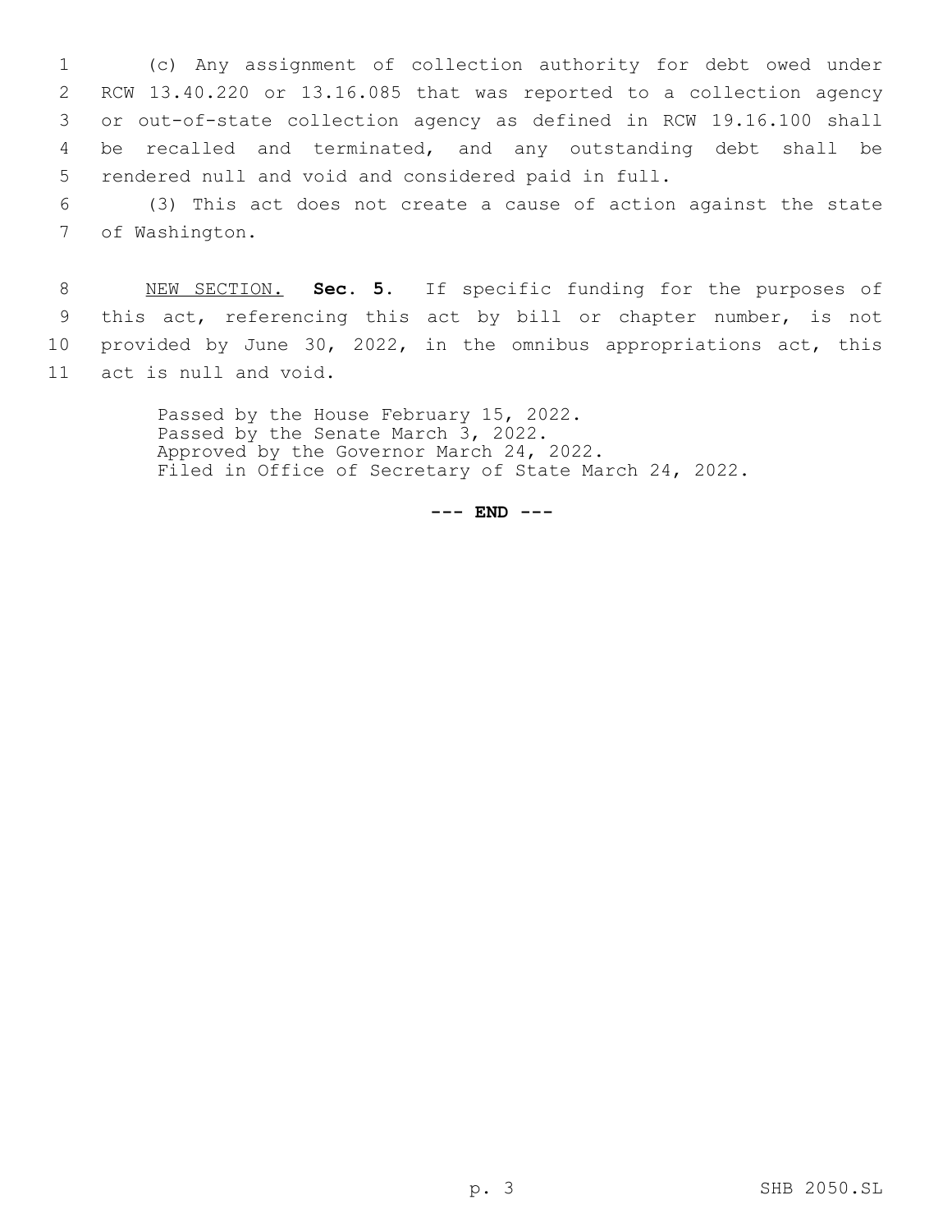(c) Any assignment of collection authority for debt owed under RCW 13.40.220 or 13.16.085 that was reported to a collection agency or out-of-state collection agency as defined in RCW 19.16.100 shall be recalled and terminated, and any outstanding debt shall be rendered null and void and considered paid in full.

(3) This act does not create a cause of action against the state of Washington.

NEW SECTION. **Sec. 5.** If specific funding for the purposes of this act, referencing this act by bill or chapter number, is not provided by June 30, 2022, in the omnibus appropriations act, this act is null and void.

Passed by the House February 15, 2022.
Passed by the Senate March 3, 2022.
Approved by the Governor March 24, 2022.
Filed in Office of Secretary of State March 24, 2022.

--- END ---